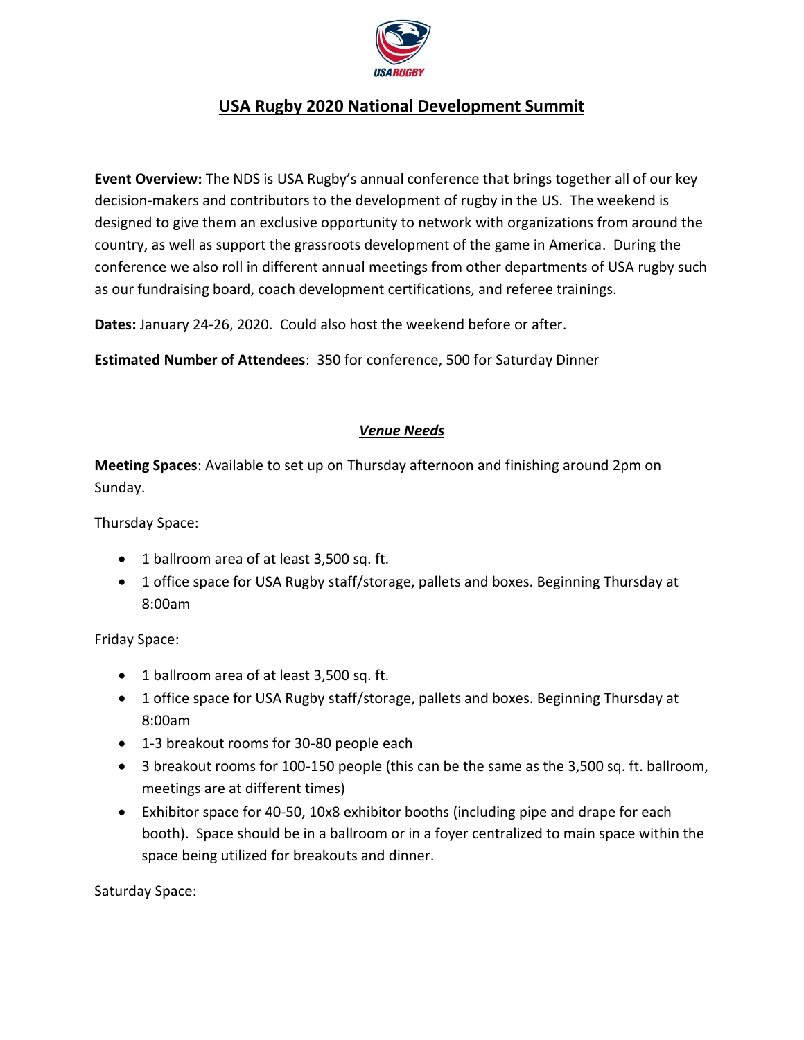# USA Rugby 2020 National Development Summit

**Event Overview:** The NDS is USA Rugby's annual conference that brings together all of our key decision-makers and contributors to the development of rugby in the US. The weekend is designed to give them an exclusive opportunity to network with organizations from around the country, as well as support the grassroots development of the game in America. During the conference we also roll in different annual meetings from other departments of USA rugby such as our fundraising board, coach development certifications, and referee trainings.

**Dates:** January 24-26, 2020. Could also host the weekend before or after.

**Estimated Number of Attendees**: 350 for conference, 500 for Saturday Dinner

## *Venue Needs*

**Meeting Spaces**: Available to set up on Thursday afternoon and finishing around 2pm on Sunday.

Thursday Space:

- 1 ballroom area of at least 3,500 sq. ft.
- 1 office space for USA Rugby staff/storage, pallets and boxes. Beginning Thursday at 8:00am

Friday Space:

- 1 ballroom area of at least 3,500 sq. ft.
- 1 office space for USA Rugby staff/storage, pallets and boxes. Beginning Thursday at 8:00am
- 1-3 breakout rooms for 30-80 people each
- 3 breakout rooms for 100-150 people (this can be the same as the 3,500 sq. ft. ballroom, meetings are at different times)
- Exhibitor space for 40-50, 10x8 exhibitor booths (including pipe and drape for each booth). Space should be in a ballroom or in a foyer centralized to main space within the space being utilized for breakouts and dinner.

Saturday Space: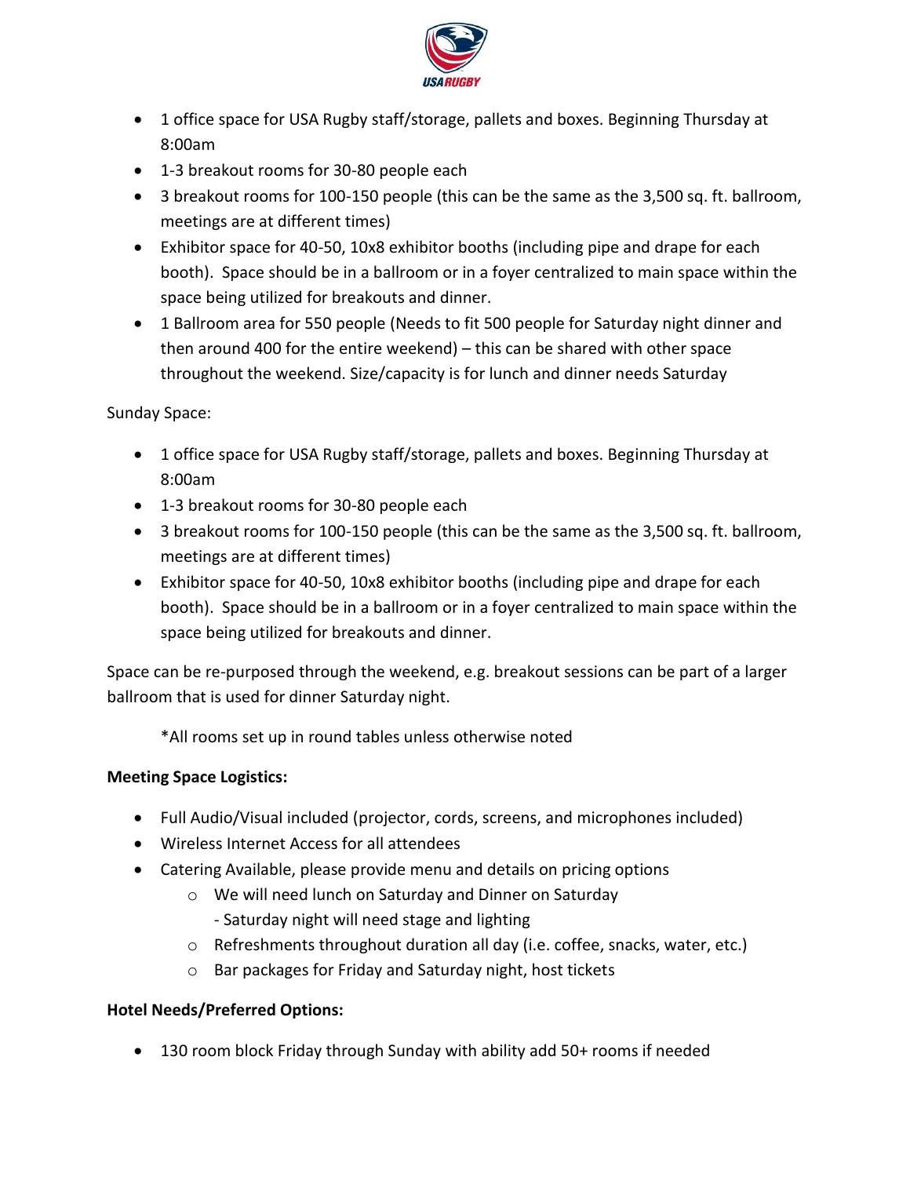- 1 office space for USA Rugby staff/storage, pallets and boxes. Beginning Thursday at 8:00am
- 1-3 breakout rooms for 30-80 people each
- 3 breakout rooms for 100-150 people (this can be the same as the 3,500 sq. ft. ballroom, meetings are at different times)
- Exhibitor space for 40-50, 10x8 exhibitor booths (including pipe and drape for each booth). Space should be in a ballroom or in a foyer centralized to main space within the space being utilized for breakouts and dinner.
- 1 Ballroom area for 550 people (Needs to fit 500 people for Saturday night dinner and then around 400 for the entire weekend) – this can be shared with other space throughout the weekend. Size/capacity is for lunch and dinner needs Saturday

Sunday Space:

- 1 office space for USA Rugby staff/storage, pallets and boxes. Beginning Thursday at 8:00am
- 1-3 breakout rooms for 30-80 people each
- 3 breakout rooms for 100-150 people (this can be the same as the 3,500 sq. ft. ballroom, meetings are at different times)
- Exhibitor space for 40-50, 10x8 exhibitor booths (including pipe and drape for each booth). Space should be in a ballroom or in a foyer centralized to main space within the space being utilized for breakouts and dinner.

Space can be re-purposed through the weekend, e.g. breakout sessions can be part of a larger ballroom that is used for dinner Saturday night.

*All rooms set up in round tables unless otherwise noted

**Meeting Space Logistics:**

- Full Audio/Visual included (projector, cords, screens, and microphones included)
- Wireless Internet Access for all attendees
- Catering Available, please provide menu and details on pricing options
  - We will need lunch on Saturday and Dinner on Saturday
    - Saturday night will need stage and lighting
  - Refreshments throughout duration all day (i.e. coffee, snacks, water, etc.)
  - Bar packages for Friday and Saturday night, host tickets

**Hotel Needs/Preferred Options:**

- 130 room block Friday through Sunday with ability add 50+ rooms if needed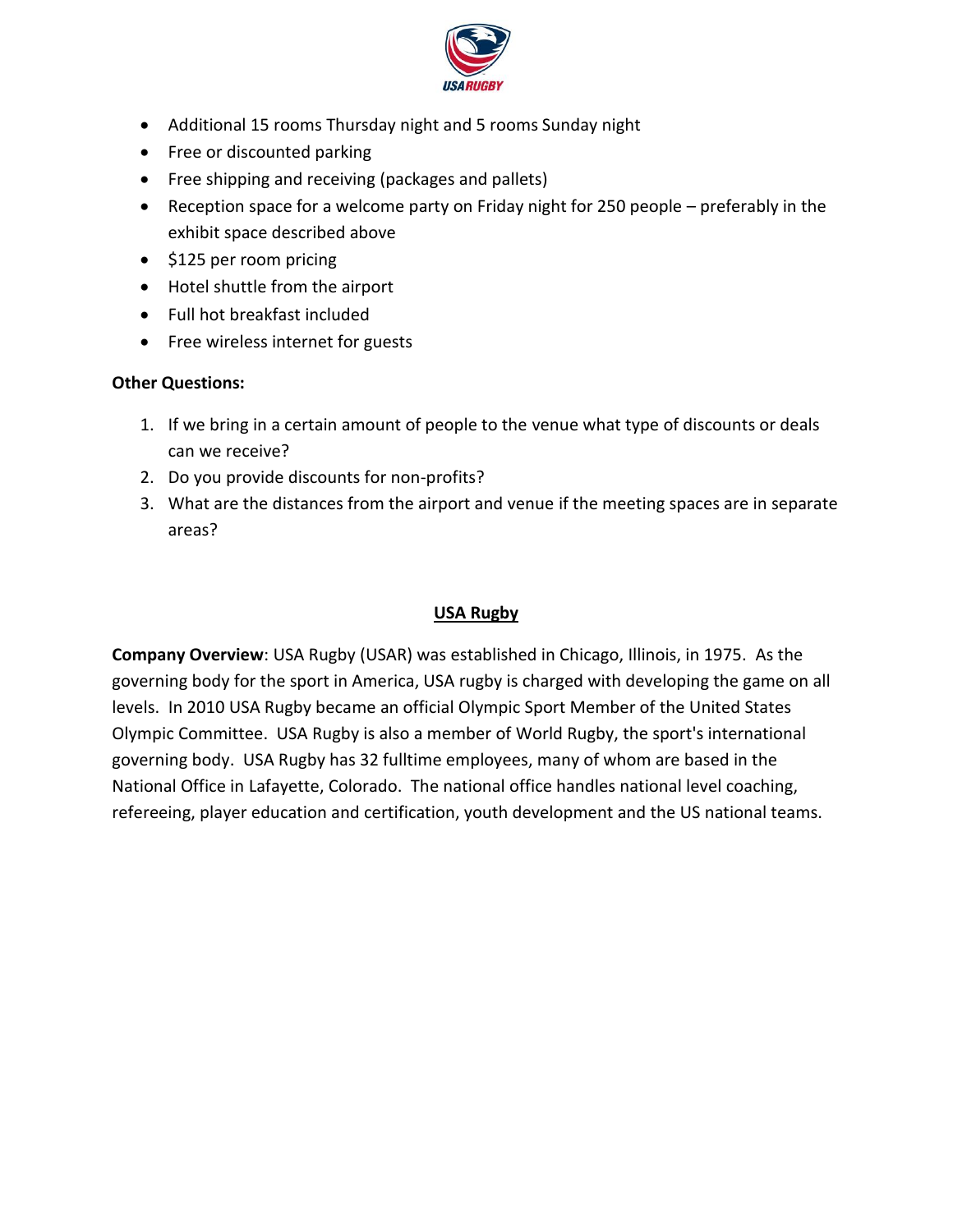- Additional 15 rooms Thursday night and 5 rooms Sunday night
- Free or discounted parking
- Free shipping and receiving (packages and pallets)
- Reception space for a welcome party on Friday night for 250 people – preferably in the exhibit space described above
- $125 per room pricing
- Hotel shuttle from the airport
- Full hot breakfast included
- Free wireless internet for guests

**Other Questions:**

1. If we bring in a certain amount of people to the venue what type of discounts or deals can we receive?
2. Do you provide discounts for non-profits?
3. What are the distances from the airport and venue if the meeting spaces are in separate areas?

## USA Rugby

**Company Overview**: USA Rugby (USAR) was established in Chicago, Illinois, in 1975. As the governing body for the sport in America, USA rugby is charged with developing the game on all levels. In 2010 USA Rugby became an official Olympic Sport Member of the United States Olympic Committee. USA Rugby is also a member of World Rugby, the sport's international governing body. USA Rugby has 32 fulltime employees, many of whom are based in the National Office in Lafayette, Colorado. The national office handles national level coaching, refereeing, player education and certification, youth development and the US national teams.